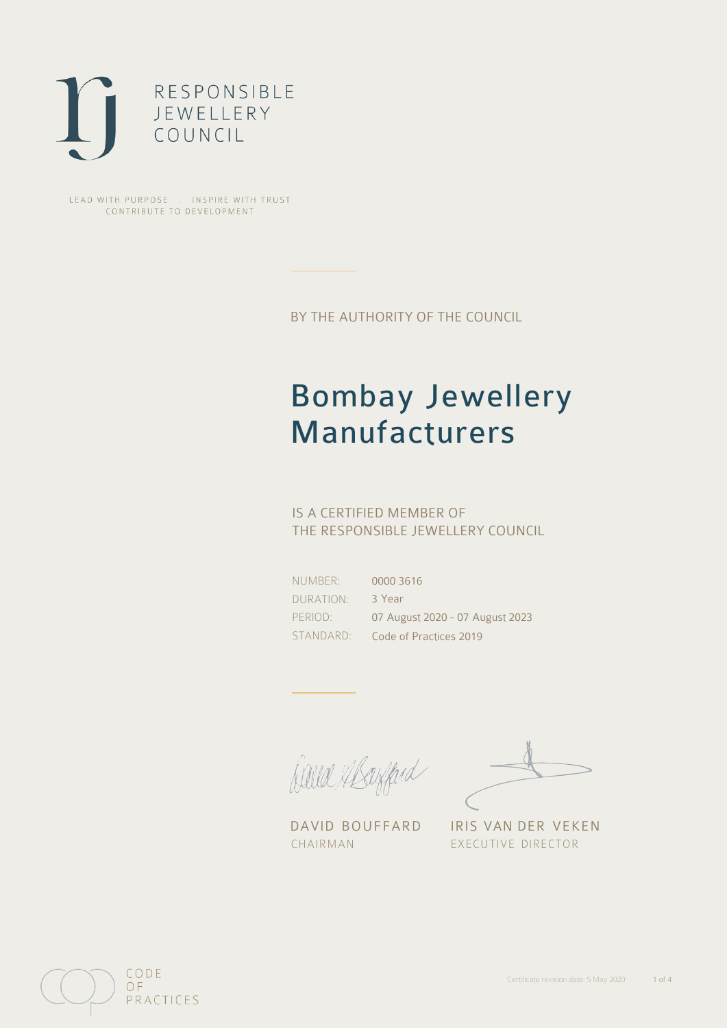RESPONSIBLE
JEWELLERY
COUNCIL

LEAD WITH PURPOSE . INSPIRE WITH TRUST
CONTRIBUTE TO DEVELOPMENT

BY THE AUTHORITY OF THE COUNCIL

# Bombay Jewellery Manufacturers

IS A CERTIFIED MEMBER OF
THE RESPONSIBLE JEWELLERY COUNCIL

| | |
|---|---|
| NUMBER: | 0000 3616 |
| DURATION: | 3 Year |
| PERIOD: | 07 August 2020 - 07 August 2023 |
| STANDARD: | Code of Practices 2019 |

DAVID BOUFFARD
CHAIRMAN

IRIS VAN DER VEKEN
EXECUTIVE DIRECTOR

CODE
OF
PRACTICES

Certificate revision date: 5 May 2020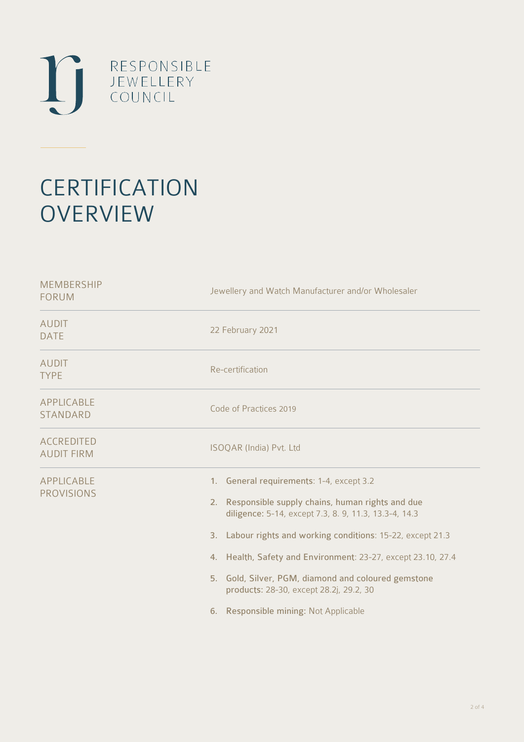RESPONSIBLE JEWELLERY COUNCIL

# CERTIFICATION OVERVIEW

| | |
|---|---|
| MEMBERSHIP FORUM | Jewellery and Watch Manufacturer and/or Wholesaler |
| AUDIT DATE | 22 February 2021 |
| AUDIT TYPE | Re-certification |
| APPLICABLE STANDARD | Code of Practices 2019 |
| ACCREDITED AUDIT FIRM | ISOQAR (India) Pvt. Ltd |
| APPLICABLE PROVISIONS | 1. **General requirements**: 1-4, except 3.2<br>2. **Responsible supply chains, human rights and due diligence:** 5-14, except 7.3, 8. 9, 11.3, 13.3-4, 14.3<br>3. **Labour rights and working conditions**: 15-22, except 21.3<br>4. **Health, Safety and Environment**: 23-27, except 23.10, 27.4<br>5. **Gold, Silver, PGM, diamond and coloured gemstone products:** 28-30, except 28.2j, 29.2, 30<br>6. **Responsible mining:** Not Applicable |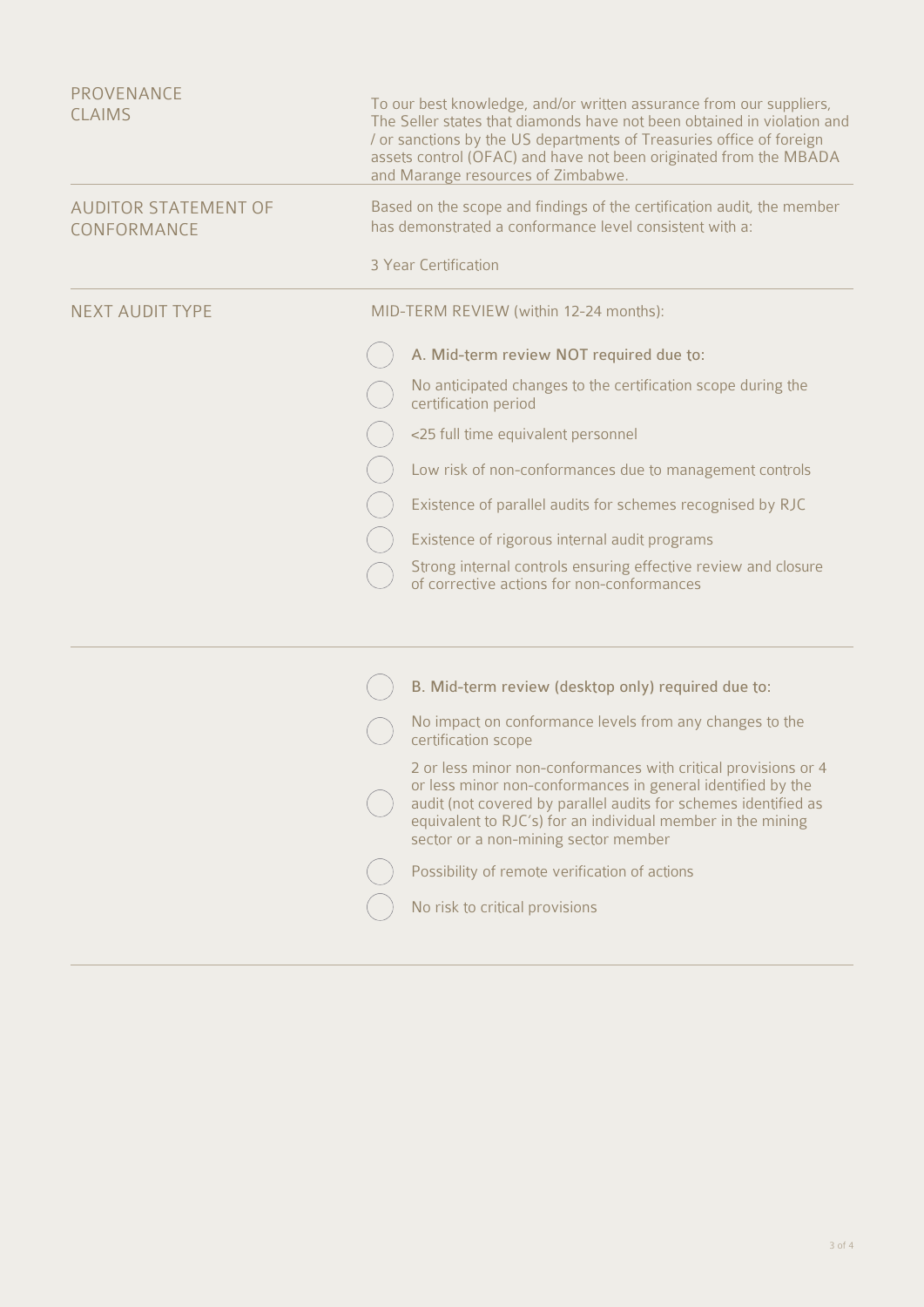**PROVENANCE CLAIMS**

To our best knowledge, and/or written assurance from our suppliers, The Seller states that diamonds have not been obtained in violation and / or sanctions by the US departments of Treasuries office of foreign assets control (OFAC) and have not been originated from the MBADA and Marange resources of Zimbabwe.

**AUDITOR STATEMENT OF CONFORMANCE**

Based on the scope and findings of the certification audit, the member has demonstrated a conformance level consistent with a:

3 Year Certification

**NEXT AUDIT TYPE**

MID-TERM REVIEW (within 12-24 months):

- ◯ A. Mid-term review NOT required due to:
- ◯ No anticipated changes to the certification scope during the certification period
- ◯ <25 full time equivalent personnel
- ◯ Low risk of non-conformances due to management controls
- ◯ Existence of parallel audits for schemes recognised by RJC
- ◯ Existence of rigorous internal audit programs
- ◯ Strong internal controls ensuring effective review and closure of corrective actions for non-conformances

---

- ◯ B. Mid-term review (desktop only) required due to:
- ◯ No impact on conformance levels from any changes to the certification scope
- ◯ 2 or less minor non-conformances with critical provisions or 4 or less minor non-conformances in general identified by the audit (not covered by parallel audits for schemes identified as equivalent to RJC's) for an individual member in the mining sector or a non-mining sector member
- ◯ Possibility of remote verification of actions
- ◯ No risk to critical provisions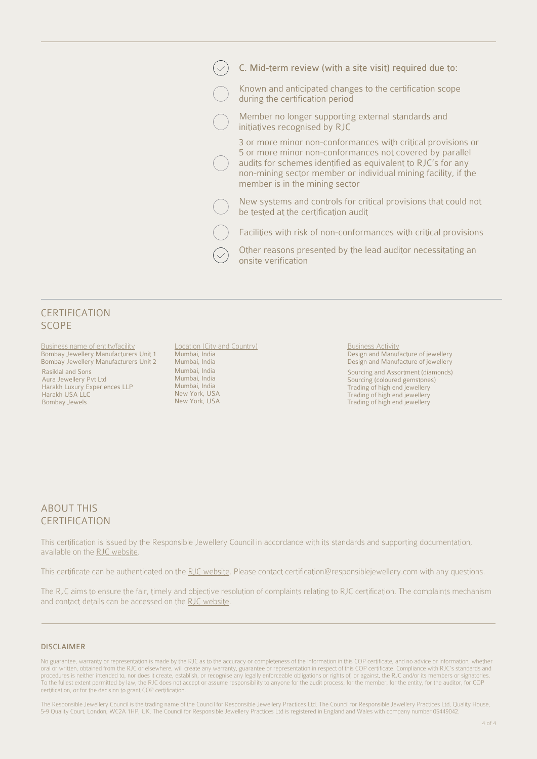- [x] C. Mid-term review (with a site visit) required due to:
- [ ] Known and anticipated changes to the certification scope during the certification period
- [ ] Member no longer supporting external standards and initiatives recognised by RJC
- [ ] 3 or more minor non-conformances with critical provisions or 5 or more minor non-conformances not covered by parallel audits for schemes identified as equivalent to RJC's for any non-mining sector member or individual mining facility, if the member is in the mining sector
- [ ] New systems and controls for critical provisions that could not be tested at the certification audit
- [ ] Facilities with risk of non-conformances with critical provisions
- [x] Other reasons presented by the lead auditor necessitating an onsite verification

## CERTIFICATION SCOPE

| Business name of entity/facility | Location (City and Country) | Business Activity |
| --- | --- | --- |
| Bombay Jewellery Manufacturers Unit 1 | Mumbai, India | Design and Manufacture of jewellery |
| Bombay Jewellery Manufacturers Unit 2 | Mumbai, India | Design and Manufacture of jewellery |
| Rasiklal and Sons | Mumbai, India | Sourcing and Assortment (diamonds) |
| Aura Jewellery Pvt Ltd | Mumbai, India | Sourcing (coloured gemstones) |
| Harakh Luxury Experiences LLP | Mumbai, India | Trading of high end jewellery |
| Harakh USA LLC | New York, USA | Trading of high end jewellery |
| Bombay Jewels | New York, USA | Trading of high end jewellery |

## ABOUT THIS CERTIFICATION

This certification is issued by the Responsible Jewellery Council in accordance with its standards and supporting documentation, available on the RJC website.

This certificate can be authenticated on the RJC website. Please contact certification@responsiblejewellery.com with any questions.

The RJC aims to ensure the fair, timely and objective resolution of complaints relating to RJC certification. The complaints mechanism and contact details can be accessed on the RJC website.

### DISCLAIMER

No guarantee, warranty or representation is made by the RJC as to the accuracy or completeness of the information in this COP certificate, and no advice or information, whether oral or written, obtained from the RJC or elsewhere, will create any warranty, guarantee or representation in respect of this COP certificate. Compliance with RJC's standards and procedures is neither intended to, nor does it create, establish, or recognise any legally enforceable obligations or rights of, or against, the RJC and/or its members or signatories. To the fullest extent permitted by law, the RJC does not accept or assume responsibility to anyone for the audit process, for the member, for the entity, for the auditor, for COP certification, or for the decision to grant COP certification.

The Responsible Jewellery Council is the trading name of the Council for Responsible Jewellery Practices Ltd. The Council for Responsible Jewellery Practices Ltd, Quality House, 5-9 Quality Court, London, WC2A 1HP, UK. The Council for Responsible Jewellery Practices Ltd is registered in England and Wales with company number 05449042.